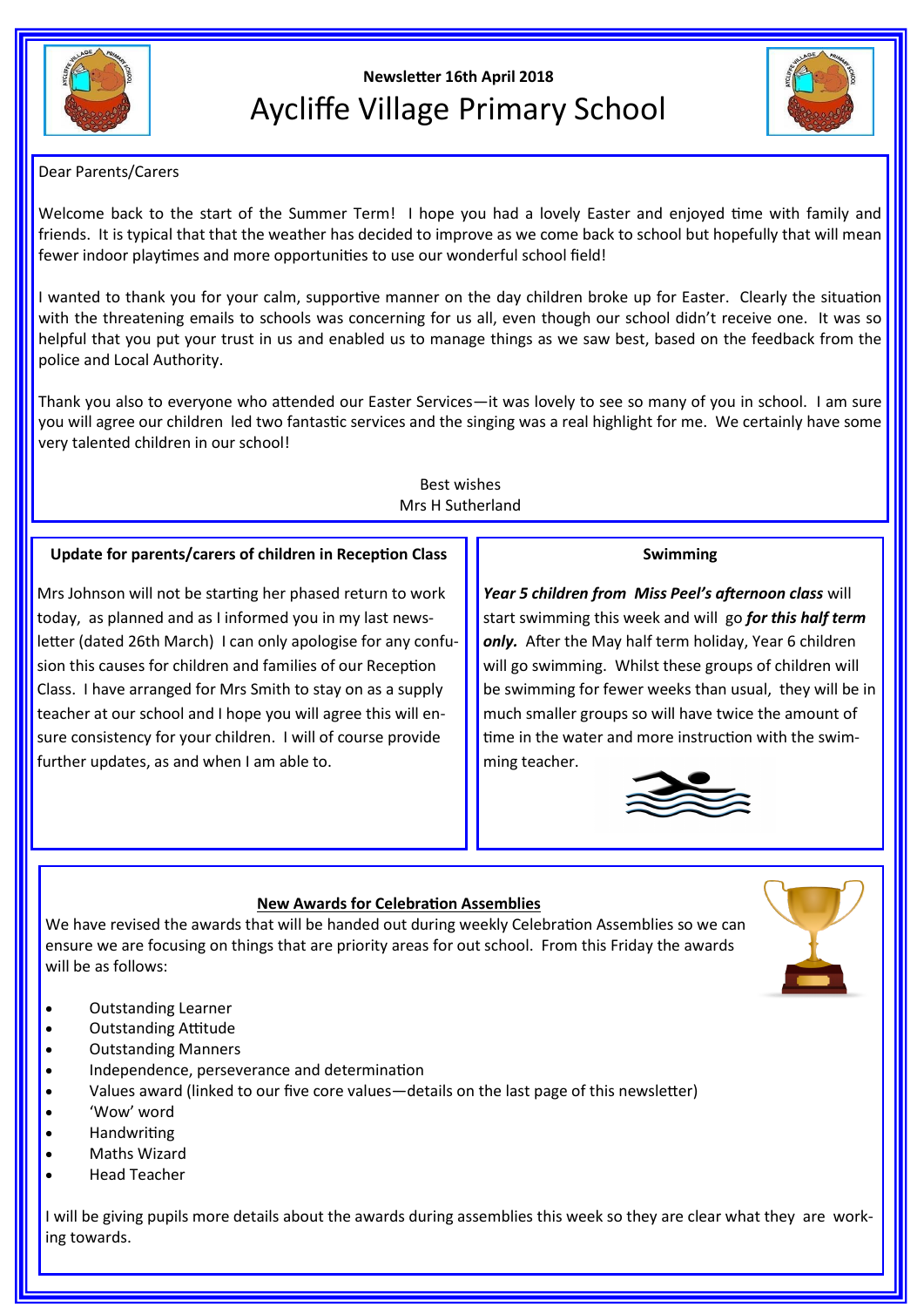Newsletter 16th April 2018

# Aycliffe Village Primary School

Dear Parents/Carers

Welcome back to the start of the Summer Term! I hope you had a lovely Easter and enjoyed time with family and friends. It is typical that that the weather has decided to improve as we come back to school but hopefully that will mean fewer indoor playtimes and more opportunities to use our wonderful school field!

I wanted to thank you for your calm, supportive manner on the day children broke up for Easter. Clearly the situation with the threatening emails to schools was concerning for us all, even though our school didn't receive one. It was so helpful that you put your trust in us and enabled us to manage things as we saw best, based on the feedback from the police and Local Authority.

Thank you also to everyone who attended our Easter Services—it was lovely to see so many of you in school. I am sure you will agree our children led two fantastic services and the singing was a real highlight for me. We certainly have some very talented children in our school!

Best wishes
Mrs H Sutherland

## Update for parents/carers of children in Reception Class

Mrs Johnson will not be starting her phased return to work today, as planned and as I informed you in my last newsletter (dated 26th March) I can only apologise for any confusion this causes for children and families of our Reception Class. I have arranged for Mrs Smith to stay on as a supply teacher at our school and I hope you will agree this will ensure consistency for your children. I will of course provide further updates, as and when I am able to.

## Swimming

***Year 5 children from Miss Peel's afternoon class*** will start swimming this week and will go ***for this half term only.*** After the May half term holiday, Year 6 children will go swimming. Whilst these groups of children will be swimming for fewer weeks than usual, they will be in much smaller groups so will have twice the amount of time in the water and more instruction with the swimming teacher.

## New Awards for Celebration Assemblies

We have revised the awards that will be handed out during weekly Celebration Assemblies so we can ensure we are focusing on things that are priority areas for out school. From this Friday the awards will be as follows:

- Outstanding Learner
- Outstanding Attitude
- Outstanding Manners
- Independence, perseverance and determination
- Values award (linked to our five core values—details on the last page of this newsletter)
- 'Wow' word
- Handwriting
- Maths Wizard
- Head Teacher

I will be giving pupils more details about the awards during assemblies this week so they are clear what they are working towards.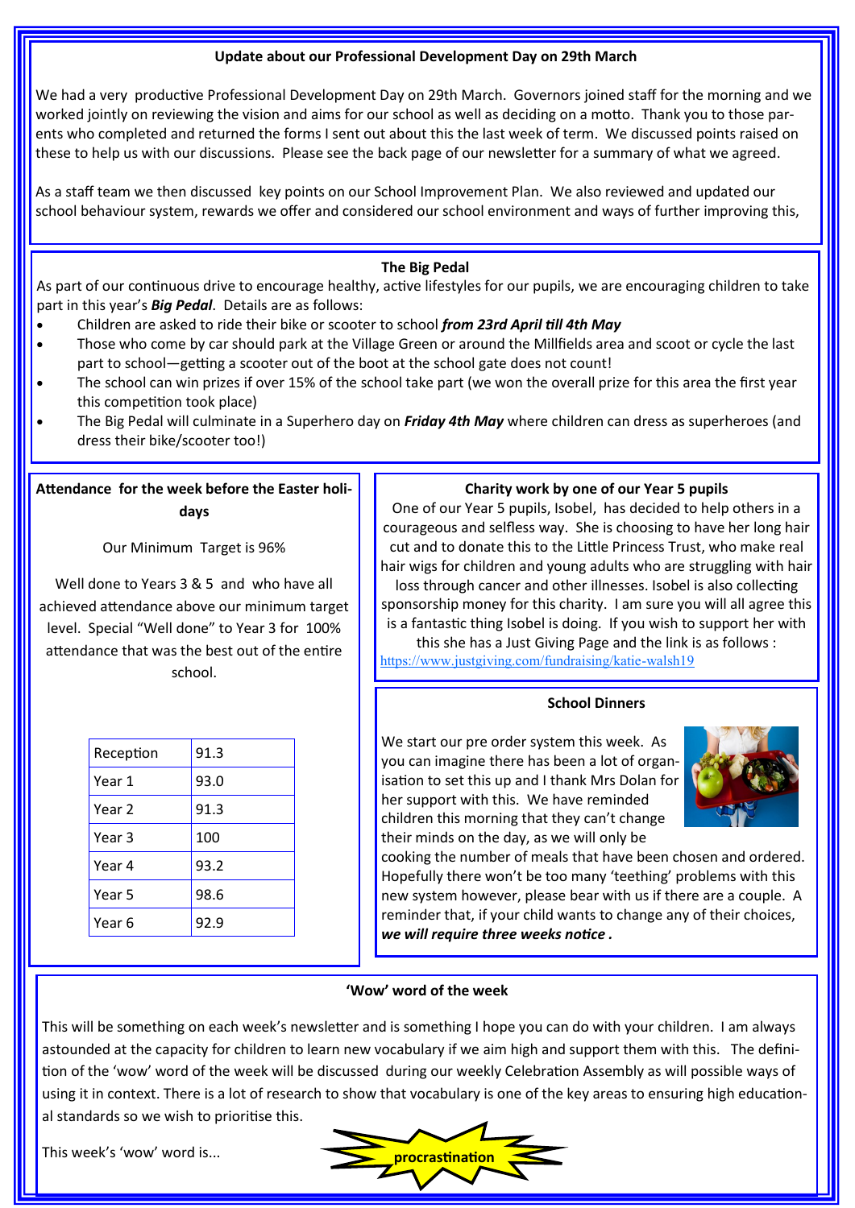## Update about our Professional Development Day on 29th March

We had a very productive Professional Development Day on 29th March. Governors joined staff for the morning and we worked jointly on reviewing the vision and aims for our school as well as deciding on a motto. Thank you to those parents who completed and returned the forms I sent out about this the last week of term. We discussed points raised on these to help us with our discussions. Please see the back page of our newsletter for a summary of what we agreed.

As a staff team we then discussed key points on our School Improvement Plan. We also reviewed and updated our school behaviour system, rewards we offer and considered our school environment and ways of further improving this,

## The Big Pedal

As part of our continuous drive to encourage healthy, active lifestyles for our pupils, we are encouraging children to take part in this year's ***Big Pedal***. Details are as follows:

- Children are asked to ride their bike or scooter to school ***from 23rd April till 4th May***
- Those who come by car should park at the Village Green or around the Millfields area and scoot or cycle the last part to school—getting a scooter out of the boot at the school gate does not count!
- The school can win prizes if over 15% of the school take part (we won the overall prize for this area the first year this competition took place)
- The Big Pedal will culminate in a Superhero day on ***Friday 4th May*** where children can dress as superheroes (and dress their bike/scooter too!)

## Attendance for the week before the Easter holidays

Our Minimum Target is 96%

Well done to Years 3 & 5 and who have all achieved attendance above our minimum target level. Special "Well done" to Year 3 for 100% attendance that was the best out of the entire school.

| Reception | 91.3 |
|---|---|
| Year 1 | 93.0 |
| Year 2 | 91.3 |
| Year 3 | 100 |
| Year 4 | 93.2 |
| Year 5 | 98.6 |
| Year 6 | 92.9 |

## Charity work by one of our Year 5 pupils

One of our Year 5 pupils, Isobel, has decided to help others in a courageous and selfless way. She is choosing to have her long hair cut and to donate this to the Little Princess Trust, who make real hair wigs for children and young adults who are struggling with hair loss through cancer and other illnesses. Isobel is also collecting sponsorship money for this charity. I am sure you will all agree this is a fantastic thing Isobel is doing. If you wish to support her with this she has a Just Giving Page and the link is as follows :
https://www.justgiving.com/fundraising/katie-walsh19

## School Dinners

We start our pre order system this week. As you can imagine there has been a lot of organisation to set this up and I thank Mrs Dolan for her support with this. We have reminded children this morning that they can't change their minds on the day, as we will only be cooking the number of meals that have been chosen and ordered. Hopefully there won't be too many 'teething' problems with this new system however, please bear with us if there are a couple. A reminder that, if your child wants to change any of their choices, ***we will require three weeks notice .***

## 'Wow' word of the week

This will be something on each week's newsletter and is something I hope you can do with your children. I am always astounded at the capacity for children to learn new vocabulary if we aim high and support them with this. The definition of the 'wow' word of the week will be discussed during our weekly Celebration Assembly as will possible ways of using it in context. There is a lot of research to show that vocabulary is one of the key areas to ensuring high educational standards so we wish to prioritise this.

This week's 'wow' word is... **procrastination**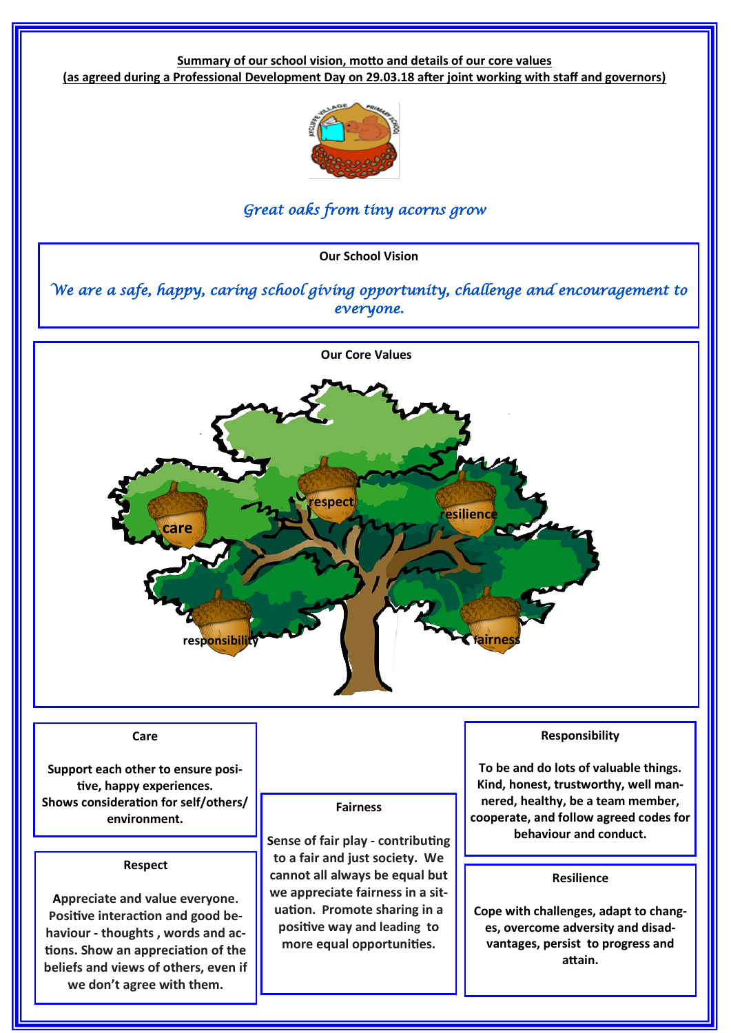**Summary of our school vision, motto and details of our core values**
**(as agreed during a Professional Development Day on 29.03.18 after joint working with staff and governors)**

*Great oaks from tiny acorns grow*

**Our School Vision**

*We are a safe, happy, caring school giving opportunity, challenge and encouragement to everyone.*

**Our Core Values**

care

respect

resilience

responsibility

fairness

**Care**

Support each other to ensure positive, happy experiences.
Shows consideration for self/others/environment.

**Respect**

Appreciate and value everyone. Positive interaction and good behaviour - thoughts , words and actions. Show an appreciation of the beliefs and views of others, even if we don't agree with them.

**Fairness**

Sense of fair play - contributing to a fair and just society. We cannot all always be equal but we appreciate fairness in a situation. Promote sharing in a positive way and leading to more equal opportunities.

**Responsibility**

To be and do lots of valuable things. Kind, honest, trustworthy, well mannered, healthy, be a team member, cooperate, and follow agreed codes for behaviour and conduct.

**Resilience**

Cope with challenges, adapt to changes, overcome adversity and disadvantages, persist to progress and attain.